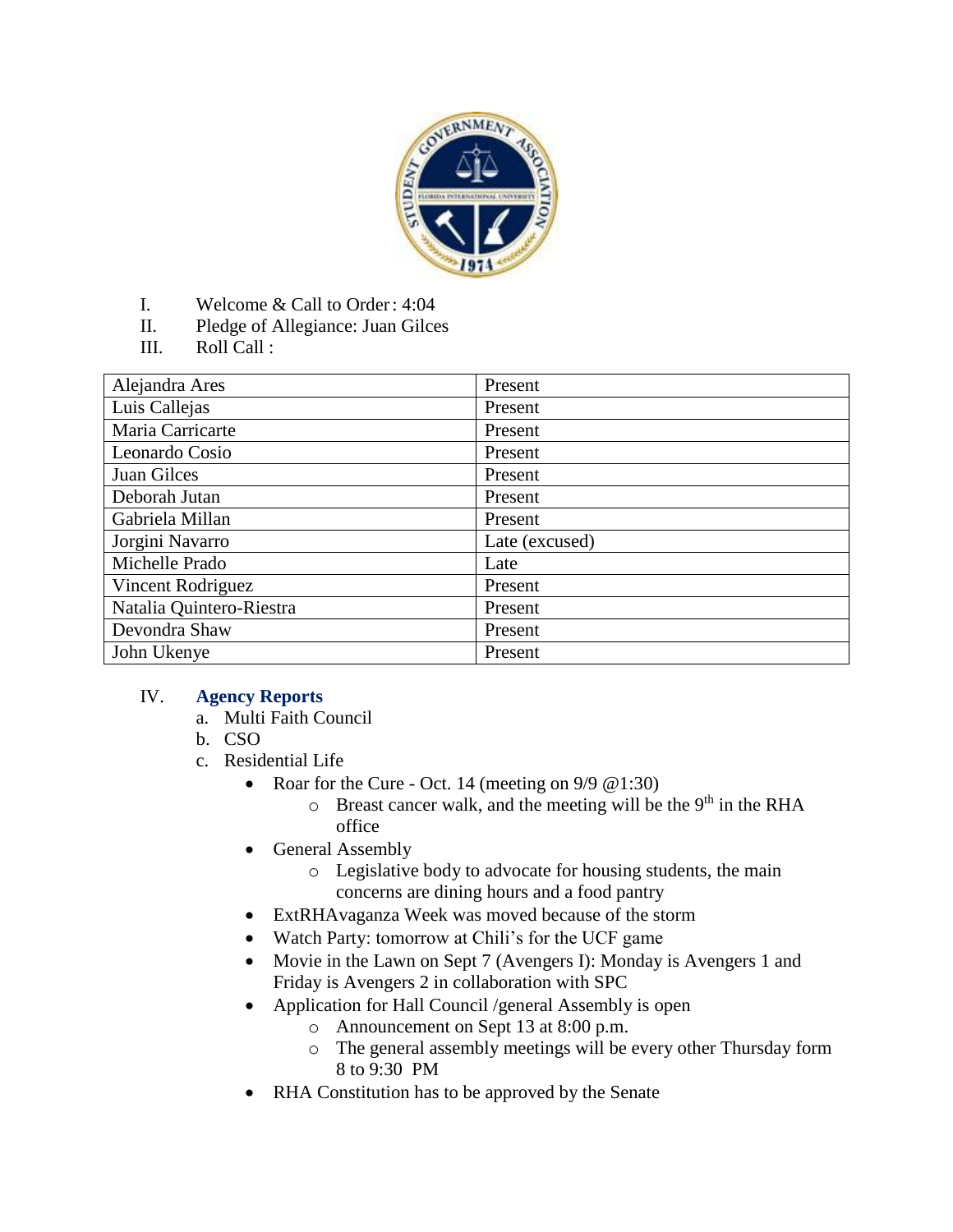I. Welcome & Call to Order: 4:04

II. Pledge of Allegiance: Juan Gilces

III. Roll Call :

| Alejandra Ares | Present |
|---|---|
| Luis Callejas | Present |
| Maria Carricarte | Present |
| Leonardo Cosio | Present |
| Juan Gilces | Present |
| Deborah Jutan | Present |
| Gabriela Millan | Present |
| Jorgini Navarro | Late (excused) |
| Michelle Prado | Late |
| Vincent Rodriguez | Present |
| Natalia Quintero-Riestra | Present |
| Devondra Shaw | Present |
| John Ukenye | Present |

IV. **Agency Reports**

a. Multi Faith Council

b. CSO

c. Residential Life

- Roar for the Cure - Oct. 14 (meeting on 9/9 @1:30)
  - Breast cancer walk, and the meeting will be the 9th in the RHA office
- General Assembly
  - Legislative body to advocate for housing students, the main concerns are dining hours and a food pantry
- ExtRHAvaganza Week was moved because of the storm
- Watch Party: tomorrow at Chili's for the UCF game
- Movie in the Lawn on Sept 7 (Avengers I): Monday is Avengers 1 and Friday is Avengers 2 in collaboration with SPC
- Application for Hall Council /general Assembly is open
  - Announcement on Sept 13 at 8:00 p.m.
  - The general assembly meetings will be every other Thursday form 8 to 9:30 PM
- RHA Constitution has to be approved by the Senate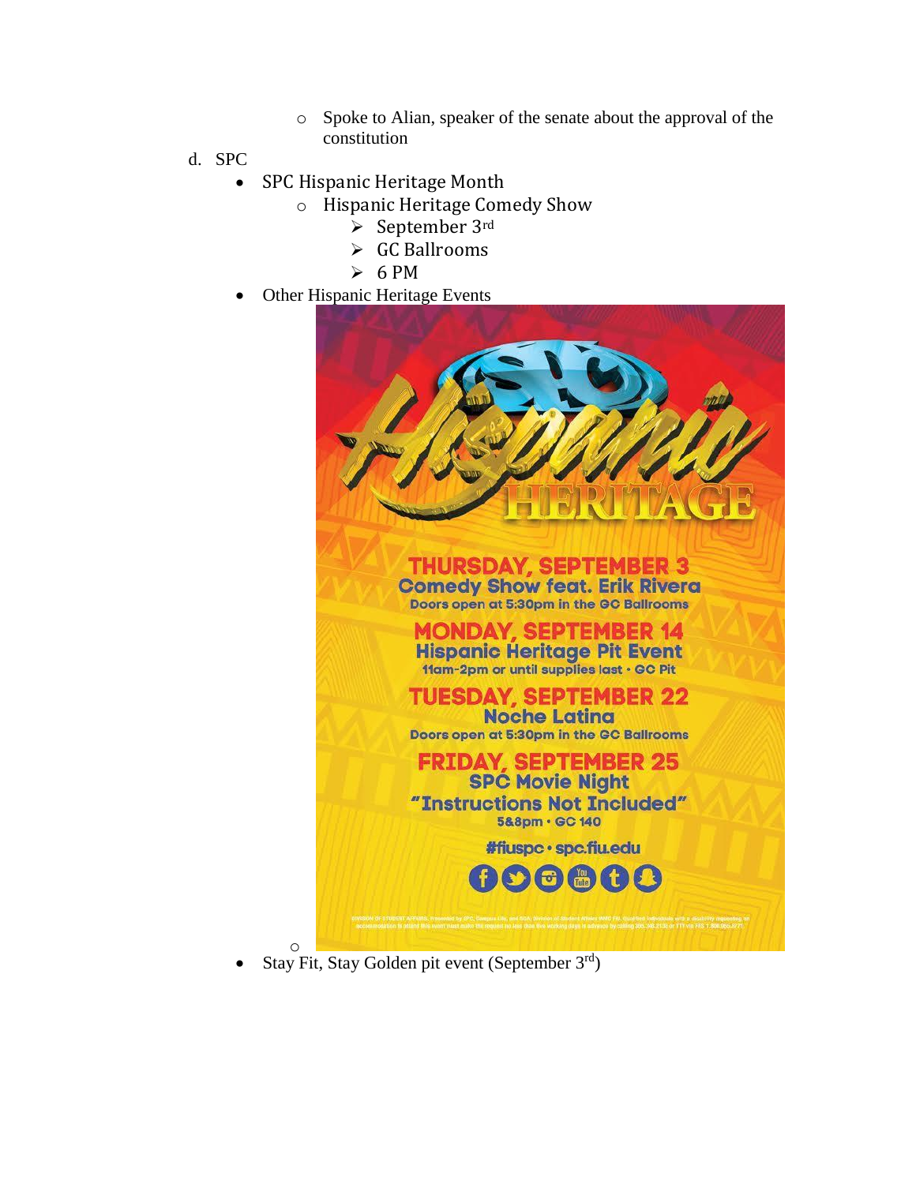- Spoke to Alian, speaker of the senate about the approval of the constitution

d. SPC

- SPC Hispanic Heritage Month
  - Hispanic Heritage Comedy Show
    - September 3rd
    - GC Ballrooms
    - 6 PM
- Other Hispanic Heritage Events
  - SPC Hispanic Heritage

    **THURSDAY, SEPTEMBER 3**
    Comedy Show feat. Erik Rivera
    Doors open at 5:30pm in the GC Ballrooms

    **MONDAY, SEPTEMBER 14**
    Hispanic Heritage Pit Event
    11am-2pm or until supplies last • GC Pit

    **TUESDAY, SEPTEMBER 22**
    Noche Latina
    Doors open at 5:30pm in the GC Ballrooms

    **FRIDAY, SEPTEMBER 25**
    SPC Movie Night
    "Instructions Not Included"
    5&8pm • GC 140

    #fiuspc • spc.fiu.edu
- Stay Fit, Stay Golden pit event (September 3rd)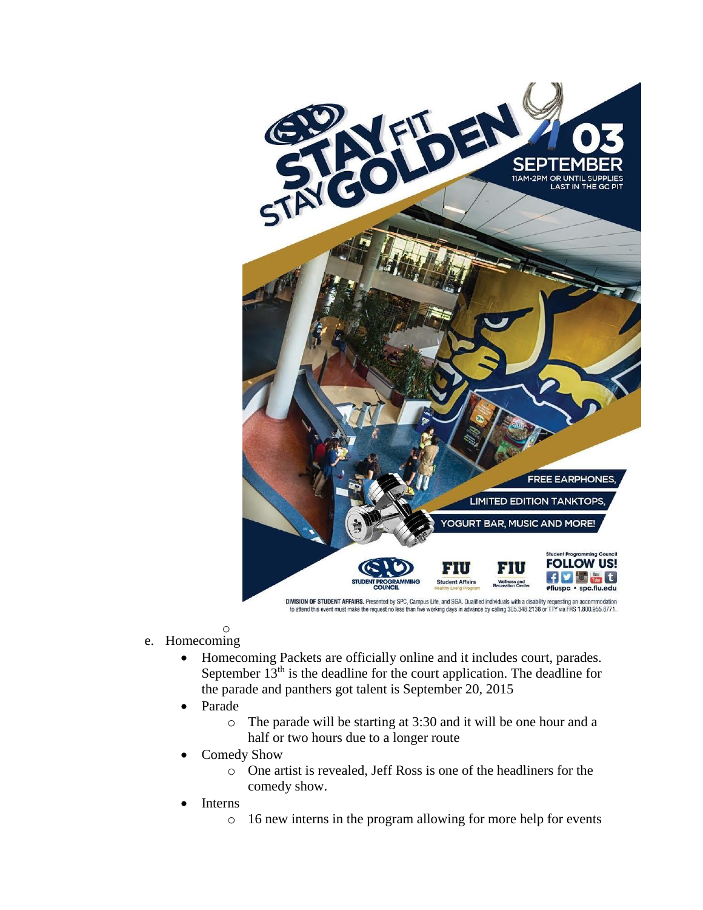SPC STAY FIT STAY GOLDEN

03 SEPTEMBER
11AM-2PM OR UNTIL SUPPLIES LAST IN THE GC PIT

FREE EARPHONES,
LIMITED EDITION TANKTOPS,
YOGURT BAR, MUSIC AND MORE!

STUDENT PROGRAMMING COUNCIL | FIU Student Affairs Healthy Living Program | FIU Wellness and Recreation Center

Student Programming Council FOLLOW US! #fiuspc • spc.fiu.edu

DIVISION OF STUDENT AFFAIRS. Presented by SPC, Campus Life, and SGA. Qualified individuals with a disability requesting an accommodation to attend this event must make the request no less than five working days in advance by calling 305.348.2138 or TTY via FRS 1.800.955.8771.

e. Homecoming
   - Homecoming Packets are officially online and it includes court, parades. September 13th is the deadline for the court application. The deadline for the parade and panthers got talent is September 20, 2015
   - Parade
     - The parade will be starting at 3:30 and it will be one hour and a half or two hours due to a longer route
   - Comedy Show
     - One artist is revealed, Jeff Ross is one of the headliners for the comedy show.
   - Interns
     - 16 new interns in the program allowing for more help for events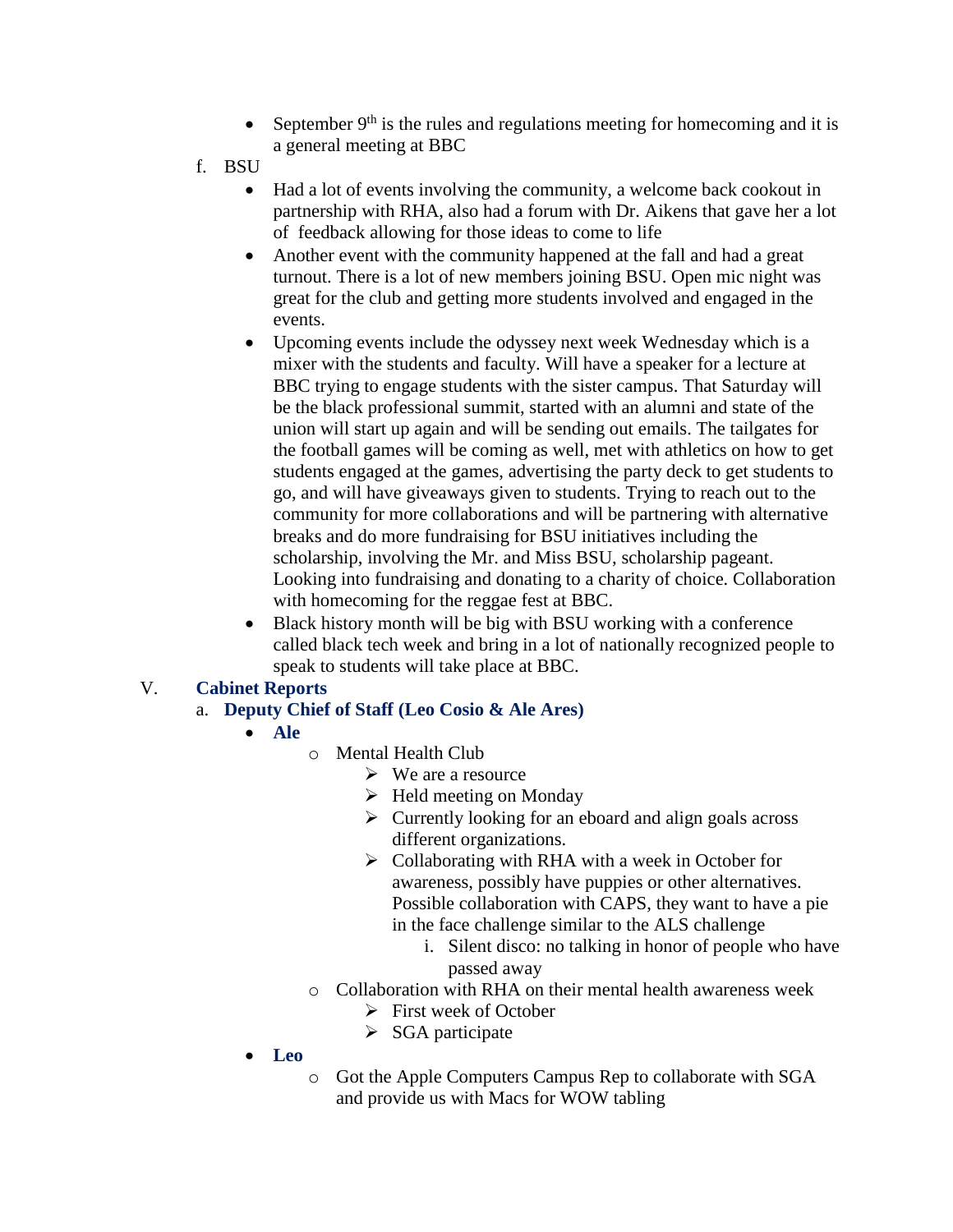- September 9th is the rules and regulations meeting for homecoming and it is a general meeting at BBC

f. BSU

- Had a lot of events involving the community, a welcome back cookout in partnership with RHA, also had a forum with Dr. Aikens that gave her a lot of feedback allowing for those ideas to come to life
- Another event with the community happened at the fall and had a great turnout. There is a lot of new members joining BSU. Open mic night was great for the club and getting more students involved and engaged in the events.
- Upcoming events include the odyssey next week Wednesday which is a mixer with the students and faculty. Will have a speaker for a lecture at BBC trying to engage students with the sister campus. That Saturday will be the black professional summit, started with an alumni and state of the union will start up again and will be sending out emails. The tailgates for the football games will be coming as well, met with athletics on how to get students engaged at the games, advertising the party deck to get students to go, and will have giveaways given to students. Trying to reach out to the community for more collaborations and will be partnering with alternative breaks and do more fundraising for BSU initiatives including the scholarship, involving the Mr. and Miss BSU, scholarship pageant. Looking into fundraising and donating to a charity of choice. Collaboration with homecoming for the reggae fest at BBC.
- Black history month will be big with BSU working with a conference called black tech week and bring in a lot of nationally recognized people to speak to students will take place at BBC.

## V. Cabinet Reports

### a. Deputy Chief of Staff (Leo Cosio & Ale Ares)

- **Ale**
  - Mental Health Club
    - We are a resource
    - Held meeting on Monday
    - Currently looking for an eboard and align goals across different organizations.
    - Collaborating with RHA with a week in October for awareness, possibly have puppies or other alternatives. Possible collaboration with CAPS, they want to have a pie in the face challenge similar to the ALS challenge
      1. Silent disco: no talking in honor of people who have passed away
  - Collaboration with RHA on their mental health awareness week
    - First week of October
    - SGA participate
- **Leo**
  - Got the Apple Computers Campus Rep to collaborate with SGA and provide us with Macs for WOW tabling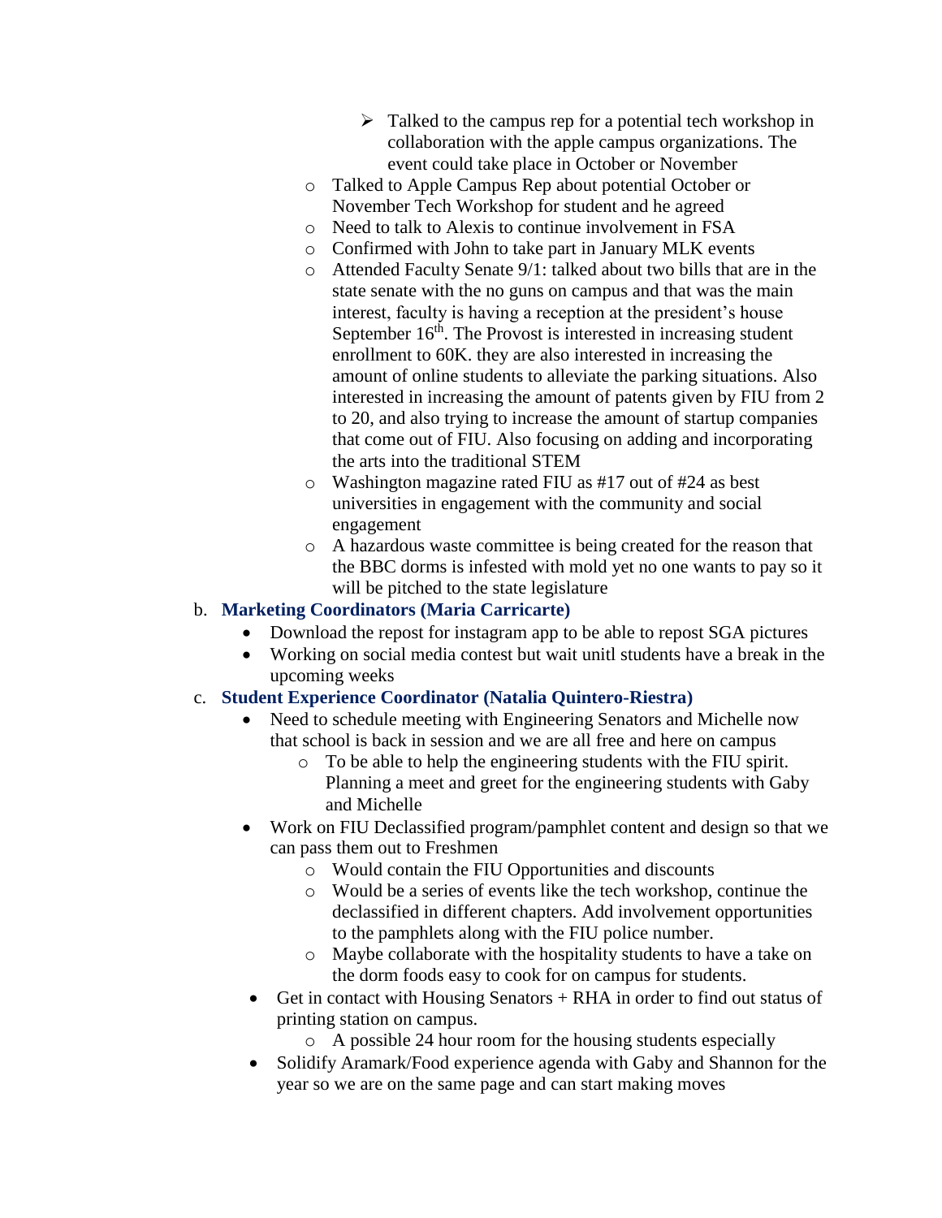- Talked to the campus rep for a potential tech workshop in collaboration with the apple campus organizations. The event could take place in October or November
- Talked to Apple Campus Rep about potential October or November Tech Workshop for student and he agreed
- Need to talk to Alexis to continue involvement in FSA
- Confirmed with John to take part in January MLK events
- Attended Faculty Senate 9/1: talked about two bills that are in the state senate with the no guns on campus and that was the main interest, faculty is having a reception at the president's house September 16th. The Provost is interested in increasing student enrollment to 60K. they are also interested in increasing the amount of online students to alleviate the parking situations. Also interested in increasing the amount of patents given by FIU from 2 to 20, and also trying to increase the amount of startup companies that come out of FIU. Also focusing on adding and incorporating the arts into the traditional STEM
- Washington magazine rated FIU as #17 out of #24 as best universities in engagement with the community and social engagement
- A hazardous waste committee is being created for the reason that the BBC dorms is infested with mold yet no one wants to pay so it will be pitched to the state legislature

b. **Marketing Coordinators (Maria Carricarte)**

- Download the repost for instagram app to be able to repost SGA pictures
- Working on social media contest but wait unitl students have a break in the upcoming weeks

c. **Student Experience Coordinator (Natalia Quintero-Riestra)**

- Need to schedule meeting with Engineering Senators and Michelle now that school is back in session and we are all free and here on campus
  - To be able to help the engineering students with the FIU spirit. Planning a meet and greet for the engineering students with Gaby and Michelle
- Work on FIU Declassified program/pamphlet content and design so that we can pass them out to Freshmen
  - Would contain the FIU Opportunities and discounts
  - Would be a series of events like the tech workshop, continue the declassified in different chapters. Add involvement opportunities to the pamphlets along with the FIU police number.
  - Maybe collaborate with the hospitality students to have a take on the dorm foods easy to cook for on campus for students.
- Get in contact with Housing Senators + RHA in order to find out status of printing station on campus.
  - A possible 24 hour room for the housing students especially
- Solidify Aramark/Food experience agenda with Gaby and Shannon for the year so we are on the same page and can start making moves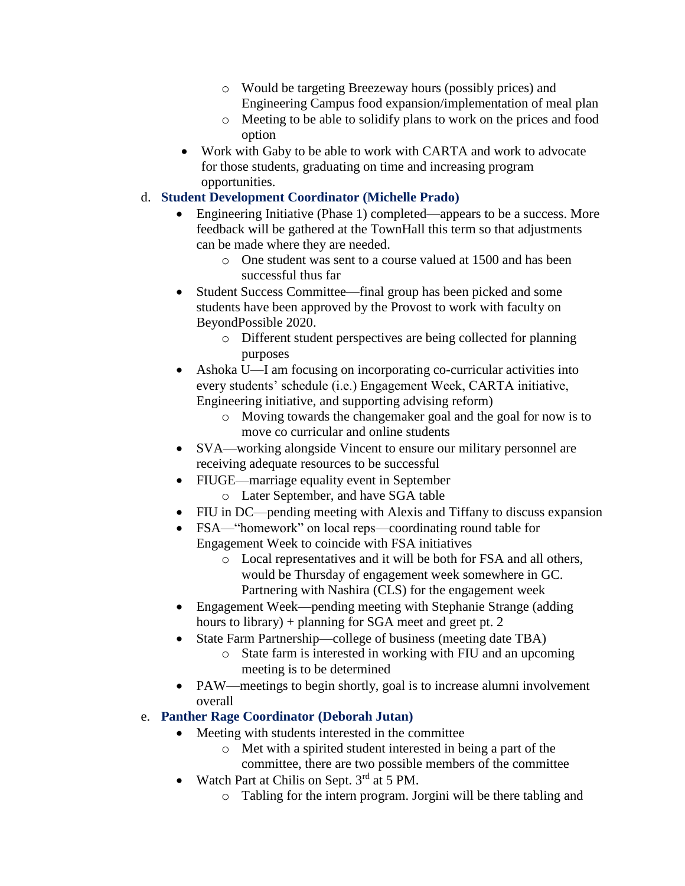- Would be targeting Breezeway hours (possibly prices) and Engineering Campus food expansion/implementation of meal plan
- Meeting to be able to solidify plans to work on the prices and food option

- Work with Gaby to be able to work with CARTA and work to advocate for those students, graduating on time and increasing program opportunities.

d. **Student Development Coordinator (Michelle Prado)**

- Engineering Initiative (Phase 1) completed—appears to be a success. More feedback will be gathered at the TownHall this term so that adjustments can be made where they are needed.
  - One student was sent to a course valued at 1500 and has been successful thus far
- Student Success Committee—final group has been picked and some students have been approved by the Provost to work with faculty on BeyondPossible 2020.
  - Different student perspectives are being collected for planning purposes
- Ashoka U—I am focusing on incorporating co-curricular activities into every students' schedule (i.e.) Engagement Week, CARTA initiative, Engineering initiative, and supporting advising reform)
  - Moving towards the changemaker goal and the goal for now is to move co curricular and online students
- SVA—working alongside Vincent to ensure our military personnel are receiving adequate resources to be successful
- FIUGE—marriage equality event in September
  - Later September, and have SGA table
- FIU in DC—pending meeting with Alexis and Tiffany to discuss expansion
- FSA—"homework" on local reps—coordinating round table for Engagement Week to coincide with FSA initiatives
  - Local representatives and it will be both for FSA and all others, would be Thursday of engagement week somewhere in GC. Partnering with Nashira (CLS) for the engagement week
- Engagement Week—pending meeting with Stephanie Strange (adding hours to library) + planning for SGA meet and greet pt. 2
- State Farm Partnership—college of business (meeting date TBA)
  - State farm is interested in working with FIU and an upcoming meeting is to be determined
- PAW—meetings to begin shortly, goal is to increase alumni involvement overall

e. **Panther Rage Coordinator (Deborah Jutan)**

- Meeting with students interested in the committee
  - Met with a spirited student interested in being a part of the committee, there are two possible members of the committee
- Watch Part at Chilis on Sept. 3rd at 5 PM.
  - Tabling for the intern program. Jorgini will be there tabling and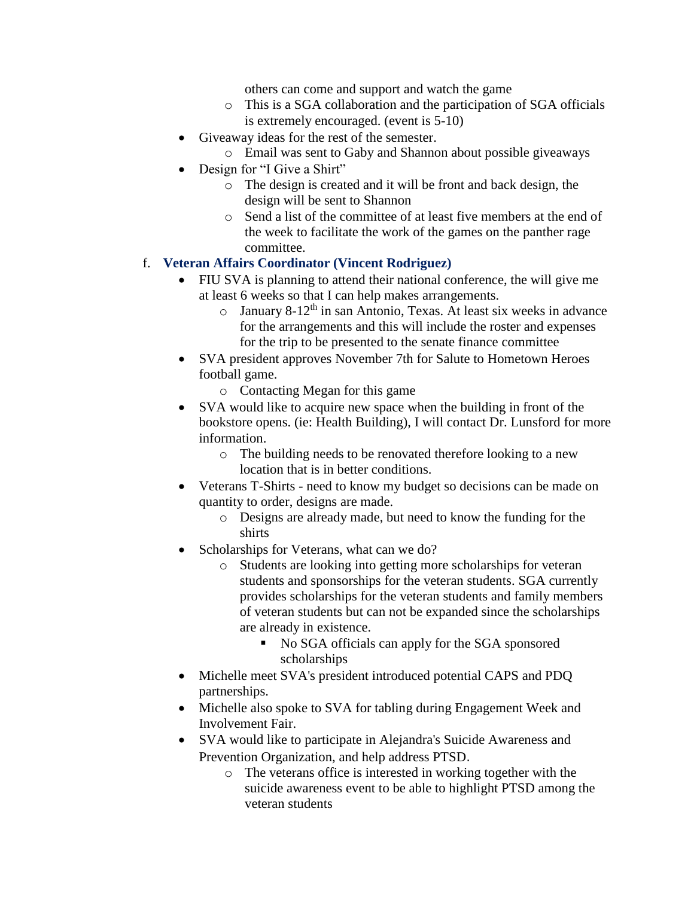- others can come and support and watch the game
    - This is a SGA collaboration and the participation of SGA officials is extremely encouraged. (event is 5-10)
- Giveaway ideas for the rest of the semester.
    - Email was sent to Gaby and Shannon about possible giveaways
- Design for "I Give a Shirt"
    - The design is created and it will be front and back design, the design will be sent to Shannon
    - Send a list of the committee of at least five members at the end of the week to facilitate the work of the games on the panther rage committee.

f. **Veteran Affairs Coordinator (Vincent Rodriguez)**

- FIU SVA is planning to attend their national conference, the will give me at least 6 weeks so that I can help makes arrangements.
    - January 8-12th in san Antonio, Texas. At least six weeks in advance for the arrangements and this will include the roster and expenses for the trip to be presented to the senate finance committee
- SVA president approves November 7th for Salute to Hometown Heroes football game.
    - Contacting Megan for this game
- SVA would like to acquire new space when the building in front of the bookstore opens. (ie: Health Building), I will contact Dr. Lunsford for more information.
    - The building needs to be renovated therefore looking to a new location that is in better conditions.
- Veterans T-Shirts - need to know my budget so decisions can be made on quantity to order, designs are made.
    - Designs are already made, but need to know the funding for the shirts
- Scholarships for Veterans, what can we do?
    - Students are looking into getting more scholarships for veteran students and sponsorships for the veteran students. SGA currently provides scholarships for the veteran students and family members of veteran students but can not be expanded since the scholarships are already in existence.
        - No SGA officials can apply for the SGA sponsored scholarships
- Michelle meet SVA's president introduced potential CAPS and PDQ partnerships.
- Michelle also spoke to SVA for tabling during Engagement Week and Involvement Fair.
- SVA would like to participate in Alejandra's Suicide Awareness and Prevention Organization, and help address PTSD.
    - The veterans office is interested in working together with the suicide awareness event to be able to highlight PTSD among the veteran students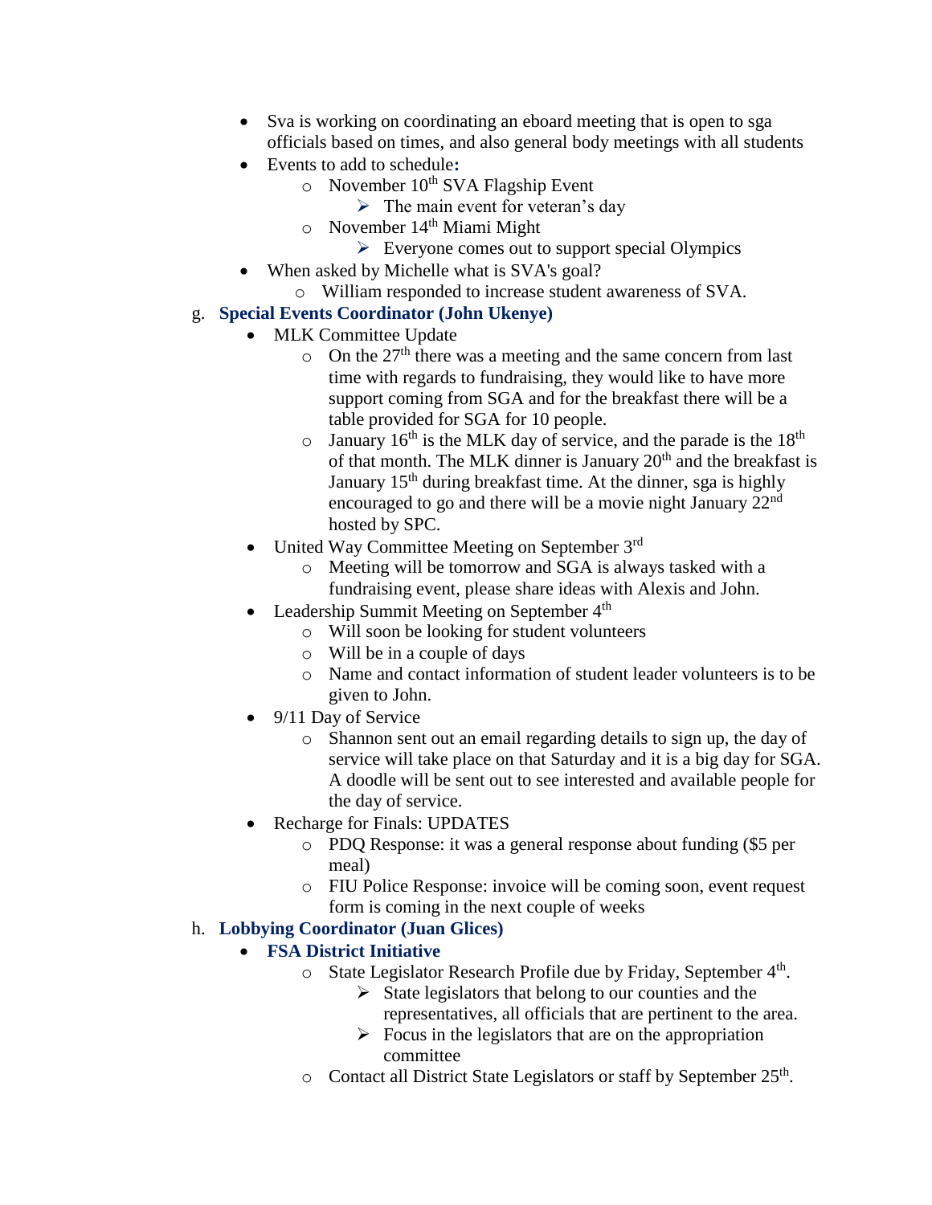- Sva is working on coordinating an eboard meeting that is open to sga officials based on times, and also general body meetings with all students
- Events to add to schedule**:**
    - November 10th SVA Flagship Event
        - The main event for veteran's day
    - November 14th Miami Might
        - Everyone comes out to support special Olympics
- When asked by Michelle what is SVA's goal?
    - William responded to increase student awareness of SVA.

g. **Special Events Coordinator (John Ukenye)**

- MLK Committee Update
    - On the 27th there was a meeting and the same concern from last time with regards to fundraising, they would like to have more support coming from SGA and for the breakfast there will be a table provided for SGA for 10 people.
    - January 16th is the MLK day of service, and the parade is the 18th of that month. The MLK dinner is January 20th and the breakfast is January 15th during breakfast time. At the dinner, sga is highly encouraged to go and there will be a movie night January 22nd hosted by SPC.
- United Way Committee Meeting on September 3rd
    - Meeting will be tomorrow and SGA is always tasked with a fundraising event, please share ideas with Alexis and John.
- Leadership Summit Meeting on September 4th
    - Will soon be looking for student volunteers
    - Will be in a couple of days
    - Name and contact information of student leader volunteers is to be given to John.
- 9/11 Day of Service
    - Shannon sent out an email regarding details to sign up, the day of service will take place on that Saturday and it is a big day for SGA. A doodle will be sent out to see interested and available people for the day of service.
- Recharge for Finals: UPDATES
    - PDQ Response: it was a general response about funding ($5 per meal)
    - FIU Police Response: invoice will be coming soon, event request form is coming in the next couple of weeks

h. **Lobbying Coordinator (Juan Glices)**

- **FSA District Initiative**
    - State Legislator Research Profile due by Friday, September 4th.
        - State legislators that belong to our counties and the representatives, all officials that are pertinent to the area.
        - Focus in the legislators that are on the appropriation committee
    - Contact all District State Legislators or staff by September 25th.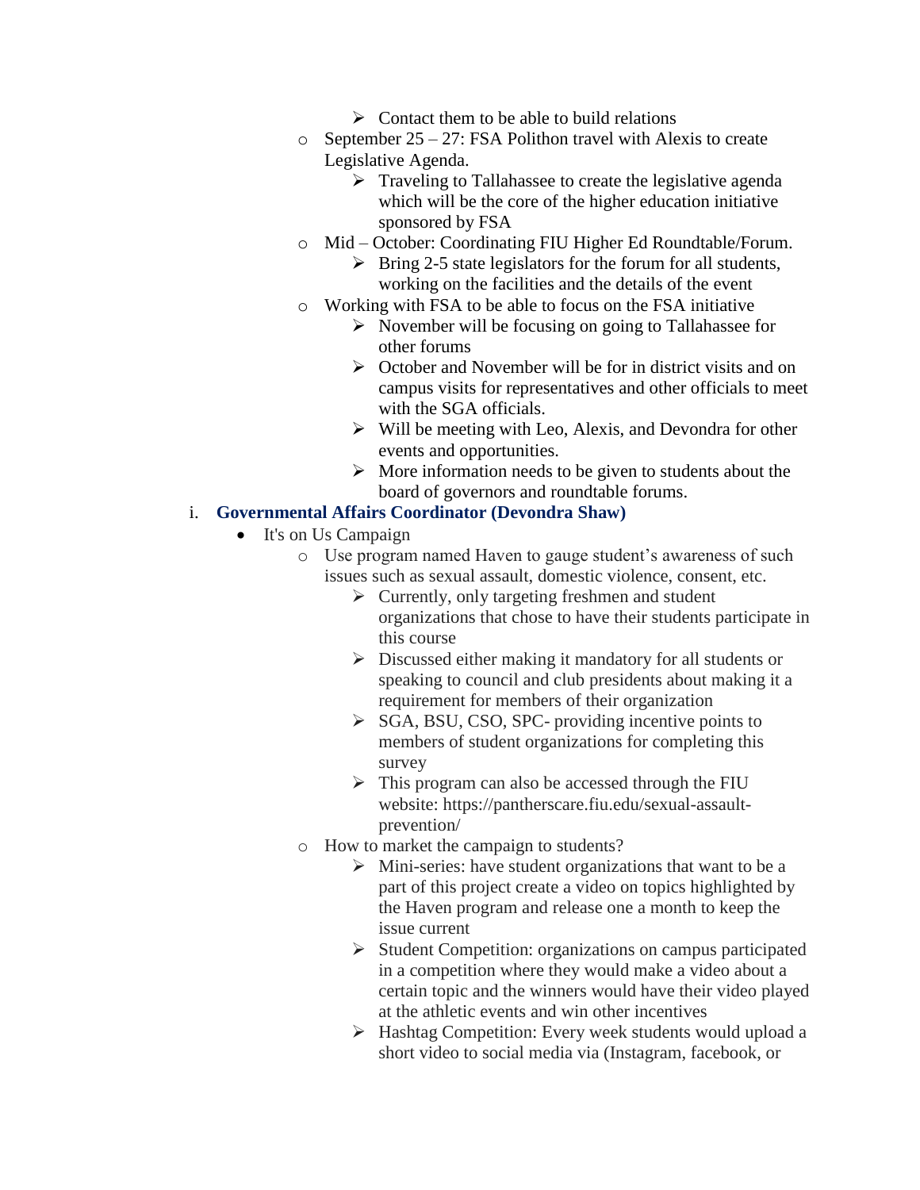- Contact them to be able to build relations
  - September 25 – 27: FSA Polithon travel with Alexis to create Legislative Agenda.
    - Traveling to Tallahassee to create the legislative agenda which will be the core of the higher education initiative sponsored by FSA
  - Mid – October: Coordinating FIU Higher Ed Roundtable/Forum.
    - Bring 2-5 state legislators for the forum for all students, working on the facilities and the details of the event
  - Working with FSA to be able to focus on the FSA initiative
    - November will be focusing on going to Tallahassee for other forums
    - October and November will be for in district visits and on campus visits for representatives and other officials to meet with the SGA officials.
    - Will be meeting with Leo, Alexis, and Devondra for other events and opportunities.
    - More information needs to be given to students about the board of governors and roundtable forums.

i. **Governmental Affairs Coordinator (Devondra Shaw)**

- It's on Us Campaign
  - Use program named Haven to gauge student's awareness of such issues such as sexual assault, domestic violence, consent, etc.
    - Currently, only targeting freshmen and student organizations that chose to have their students participate in this course
    - Discussed either making it mandatory for all students or speaking to council and club presidents about making it a requirement for members of their organization
    - SGA, BSU, CSO, SPC- providing incentive points to members of student organizations for completing this survey
    - This program can also be accessed through the FIU website: https://pantherscare.fiu.edu/sexual-assault-prevention/
  - How to market the campaign to students?
    - Mini-series: have student organizations that want to be a part of this project create a video on topics highlighted by the Haven program and release one a month to keep the issue current
    - Student Competition: organizations on campus participated in a competition where they would make a video about a certain topic and the winners would have their video played at the athletic events and win other incentives
    - Hashtag Competition: Every week students would upload a short video to social media via (Instagram, facebook, or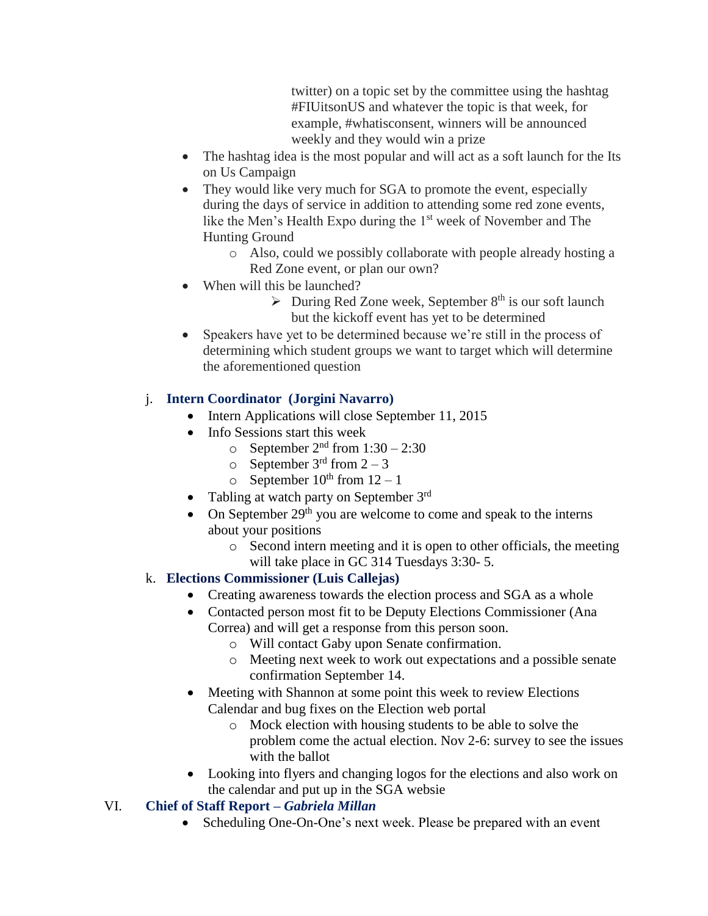twitter) on a topic set by the committee using the hashtag #FIUitsonUS and whatever the topic is that week, for example, #whatisconsent, winners will be announced weekly and they would win a prize

- The hashtag idea is the most popular and will act as a soft launch for the Its on Us Campaign
- They would like very much for SGA to promote the event, especially during the days of service in addition to attending some red zone events, like the Men's Health Expo during the 1st week of November and The Hunting Ground
  - Also, could we possibly collaborate with people already hosting a Red Zone event, or plan our own?
- When will this be launched?
  - During Red Zone week, September 8th is our soft launch but the kickoff event has yet to be determined
- Speakers have yet to be determined because we're still in the process of determining which student groups we want to target which will determine the aforementioned question

j. **Intern Coordinator (Jorgini Navarro)**

- Intern Applications will close September 11, 2015
- Info Sessions start this week
  - September 2nd from 1:30 – 2:30
  - September 3rd from 2 – 3
  - September 10th from 12 – 1
- Tabling at watch party on September 3rd
- On September 29th you are welcome to come and speak to the interns about your positions
  - Second intern meeting and it is open to other officials, the meeting will take place in GC 314 Tuesdays 3:30- 5.

k. **Elections Commissioner (Luis Callejas)**

- Creating awareness towards the election process and SGA as a whole
- Contacted person most fit to be Deputy Elections Commissioner (Ana Correa) and will get a response from this person soon.
  - Will contact Gaby upon Senate confirmation.
  - Meeting next week to work out expectations and a possible senate confirmation September 14.
- Meeting with Shannon at some point this week to review Elections Calendar and bug fixes on the Election web portal
  - Mock election with housing students to be able to solve the problem come the actual election. Nov 2-6: survey to see the issues with the ballot
- Looking into flyers and changing logos for the elections and also work on the calendar and put up in the SGA websie

VI. **Chief of Staff Report – *Gabriela Millan***

- Scheduling One-On-One's next week. Please be prepared with an event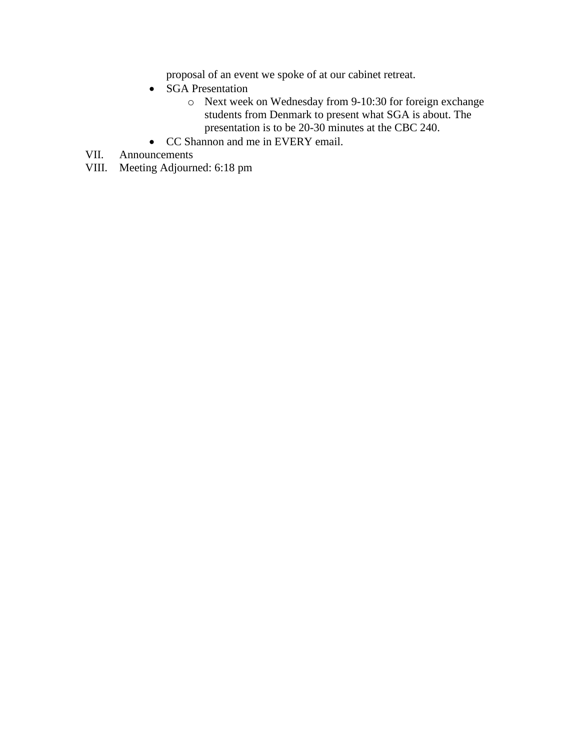proposal of an event we spoke of at our cabinet retreat.

- SGA Presentation
  - Next week on Wednesday from 9-10:30 for foreign exchange students from Denmark to present what SGA is about. The presentation is to be 20-30 minutes at the CBC 240.
- CC Shannon and me in EVERY email.

VII. Announcements

VIII. Meeting Adjourned: 6:18 pm